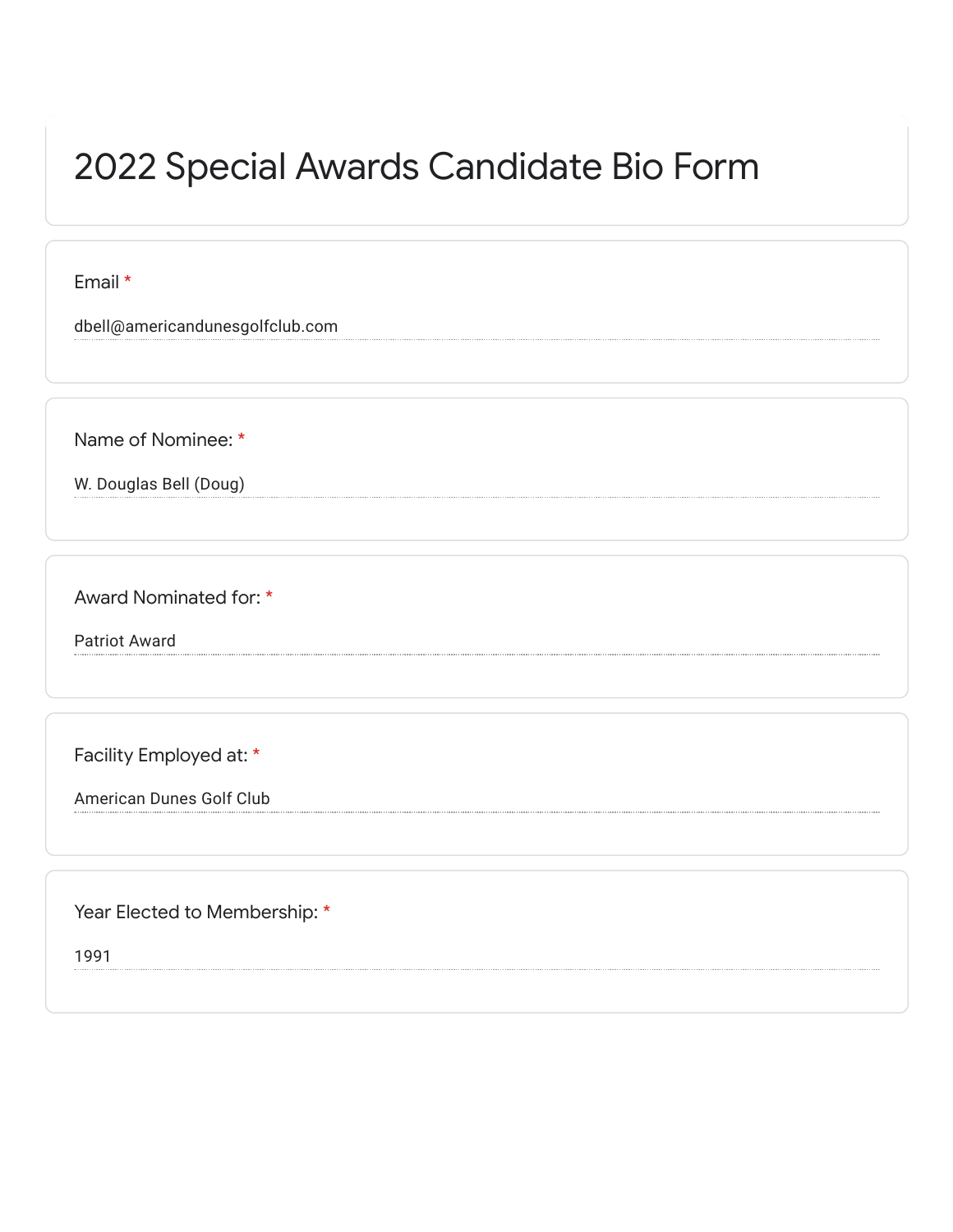# 2022 Special Awards Candidate Bio Form

Email *

dbell@americandunesgolfclub.com

Name of Nominee: *

W. Douglas Bell (Doug)

Award Nominated for: *

Patriot Award

Facility Employed at: *

American Dunes Golf Club

Year Elected to Membership: *

1991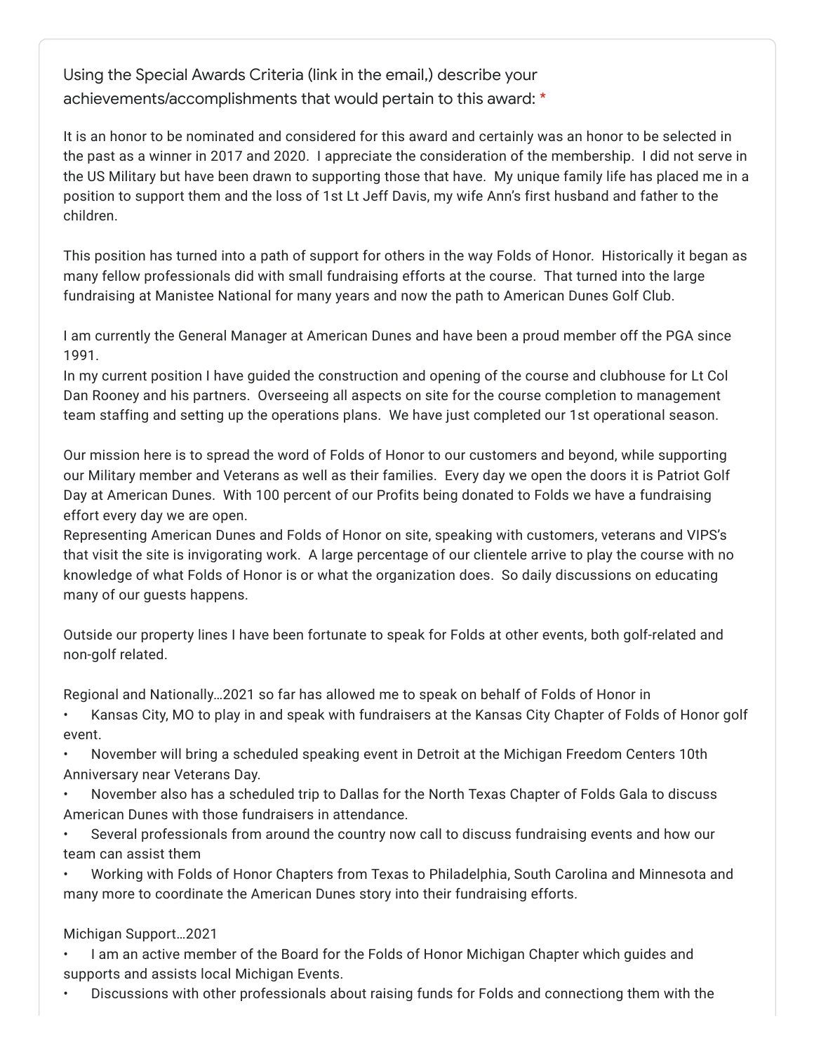Using the Special Awards Criteria (link in the email,) describe your achievements/accomplishments that would pertain to this award: *

It is an honor to be nominated and considered for this award and certainly was an honor to be selected in the past as a winner in 2017 and 2020. I appreciate the consideration of the membership. I did not serve in the US Military but have been drawn to supporting those that have. My unique family life has placed me in a position to support them and the loss of 1st Lt Jeff Davis, my wife Ann's first husband and father to the children.

This position has turned into a path of support for others in the way Folds of Honor. Historically it began as many fellow professionals did with small fundraising efforts at the course. That turned into the large fundraising at Manistee National for many years and now the path to American Dunes Golf Club.

I am currently the General Manager at American Dunes and have been a proud member off the PGA since 1991.
In my current position I have guided the construction and opening of the course and clubhouse for Lt Col Dan Rooney and his partners. Overseeing all aspects on site for the course completion to management team staffing and setting up the operations plans. We have just completed our 1st operational season.

Our mission here is to spread the word of Folds of Honor to our customers and beyond, while supporting our Military member and Veterans as well as their families. Every day we open the doors it is Patriot Golf Day at American Dunes. With 100 percent of our Profits being donated to Folds we have a fundraising effort every day we are open.
Representing American Dunes and Folds of Honor on site, speaking with customers, veterans and VIPS's that visit the site is invigorating work. A large percentage of our clientele arrive to play the course with no knowledge of what Folds of Honor is or what the organization does. So daily discussions on educating many of our guests happens.

Outside our property lines I have been fortunate to speak for Folds at other events, both golf-related and non-golf related.

Regional and Nationally…2021 so far has allowed me to speak on behalf of Folds of Honor in

- Kansas City, MO to play in and speak with fundraisers at the Kansas City Chapter of Folds of Honor golf event.
- November will bring a scheduled speaking event in Detroit at the Michigan Freedom Centers 10th Anniversary near Veterans Day.
- November also has a scheduled trip to Dallas for the North Texas Chapter of Folds Gala to discuss American Dunes with those fundraisers in attendance.
- Several professionals from around the country now call to discuss fundraising events and how our team can assist them
- Working with Folds of Honor Chapters from Texas to Philadelphia, South Carolina and Minnesota and many more to coordinate the American Dunes story into their fundraising efforts.

Michigan Support…2021

- I am an active member of the Board for the Folds of Honor Michigan Chapter which guides and supports and assists local Michigan Events.
- Discussions with other professionals about raising funds for Folds and connectiong them with the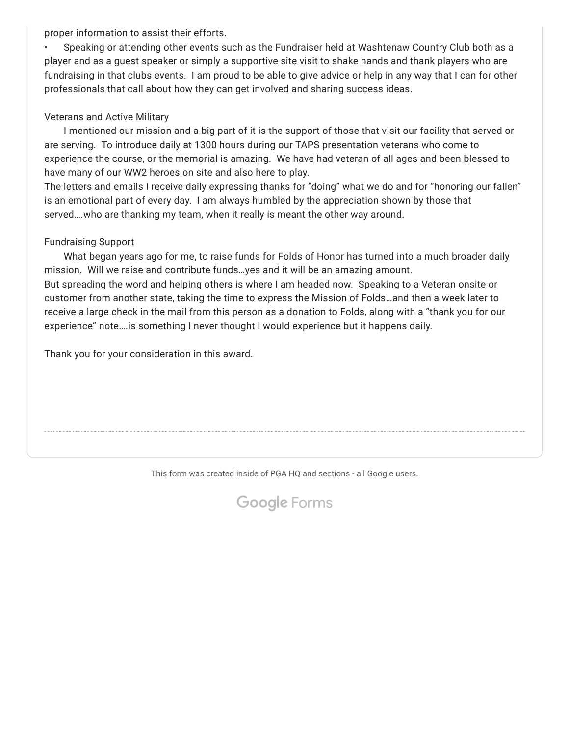proper information to assist their efforts.

- Speaking or attending other events such as the Fundraiser held at Washtenaw Country Club both as a player and as a guest speaker or simply a supportive site visit to shake hands and thank players who are fundraising in that clubs events. I am proud to be able to give advice or help in any way that I can for other professionals that call about how they can get involved and sharing success ideas.

Veterans and Active Military

I mentioned our mission and a big part of it is the support of those that visit our facility that served or are serving. To introduce daily at 1300 hours during our TAPS presentation veterans who come to experience the course, or the memorial is amazing. We have had veteran of all ages and been blessed to have many of our WW2 heroes on site and also here to play.
The letters and emails I receive daily expressing thanks for "doing" what we do and for "honoring our fallen" is an emotional part of every day. I am always humbled by the appreciation shown by those that served….who are thanking my team, when it really is meant the other way around.

Fundraising Support

What began years ago for me, to raise funds for Folds of Honor has turned into a much broader daily mission. Will we raise and contribute funds…yes and it will be an amazing amount.
But spreading the word and helping others is where I am headed now. Speaking to a Veteran onsite or customer from another state, taking the time to express the Mission of Folds…and then a week later to receive a large check in the mail from this person as a donation to Folds, along with a "thank you for our experience" note….is something I never thought I would experience but it happens daily.

Thank you for your consideration in this award.

This form was created inside of PGA HQ and sections - all Google users.

Google Forms